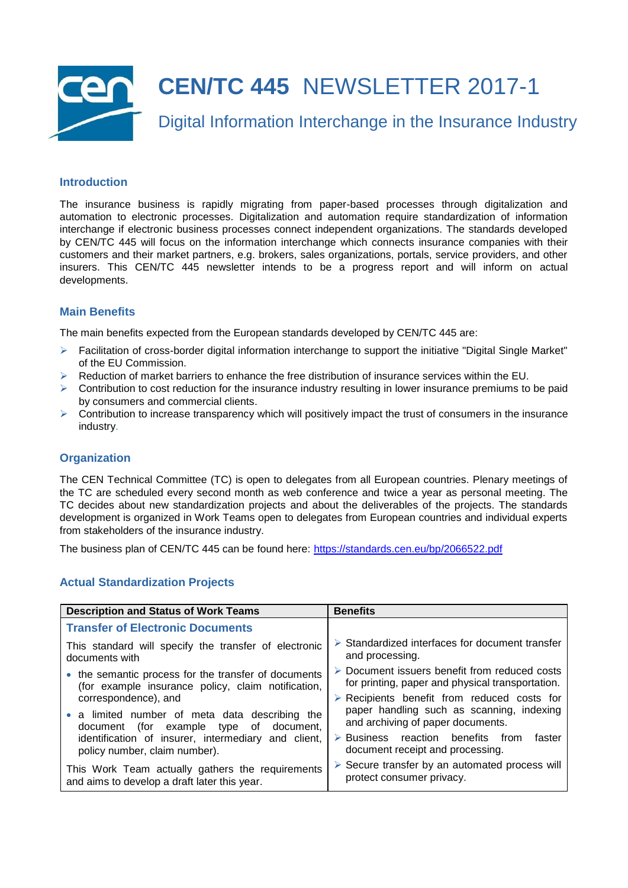# CEN/TC 445 NEWSLETTER 2017-1

## Digital Information Interchange in the Insurance Industry

### Introduction

The insurance business is rapidly migrating from paper-based processes through digitalization and automation to electronic processes. Digitalization and automation require standardization of information interchange if electronic business processes connect independent organizations. The standards developed by CEN/TC 445 will focus on the information interchange which connects insurance companies with their customers and their market partners, e.g. brokers, sales organizations, portals, service providers, and other insurers. This CEN/TC 445 newsletter intends to be a progress report and will inform on actual developments.

### Main Benefits

The main benefits expected from the European standards developed by CEN/TC 445 are:

- Facilitation of cross-border digital information interchange to support the initiative "Digital Single Market" of the EU Commission.
- Reduction of market barriers to enhance the free distribution of insurance services within the EU.
- Contribution to cost reduction for the insurance industry resulting in lower insurance premiums to be paid by consumers and commercial clients.
- Contribution to increase transparency which will positively impact the trust of consumers in the insurance industry.

### Organization

The CEN Technical Committee (TC) is open to delegates from all European countries. Plenary meetings of the TC are scheduled every second month as web conference and twice a year as personal meeting. The TC decides about new standardization projects and about the deliverables of the projects. The standards development is organized in Work Teams open to delegates from European countries and individual experts from stakeholders of the insurance industry.

The business plan of CEN/TC 445 can be found here: https://standards.cen.eu/bp/2066522.pdf

### Actual Standardization Projects

| Description and Status of Work Teams | Benefits |
|---|---|
| **Transfer of Electronic Documents**<br><br>This standard will specify the transfer of electronic documents with<br>• the semantic process for the transfer of documents (for example insurance policy, claim notification, correspondence), and<br>• a limited number of meta data describing the document (for example type of document, identification of insurer, intermediary and client, policy number, claim number).<br><br>This Work Team actually gathers the requirements and aims to develop a draft later this year. | ➢ Standardized interfaces for document transfer and processing.<br>➢ Document issuers benefit from reduced costs for printing, paper and physical transportation.<br>➢ Recipients benefit from reduced costs for paper handling such as scanning, indexing and archiving of paper documents.<br>➢ Business reaction benefits from faster document receipt and processing.<br>➢ Secure transfer by an automated process will protect consumer privacy. |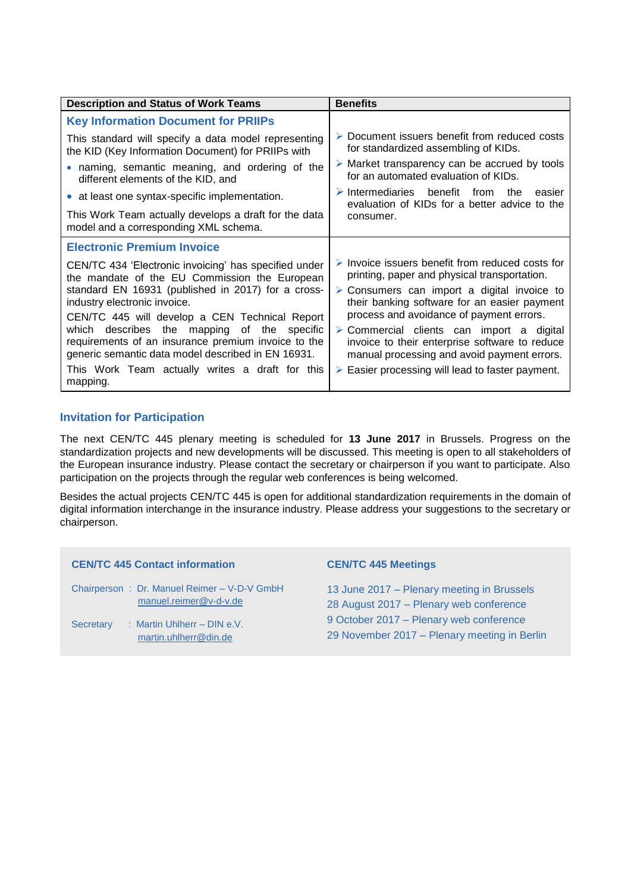| Description and Status of Work Teams | Benefits |
|---|---|
| **Key Information Document for PRIIPs**<br><br>This standard will specify a data model representing the KID (Key Information Document) for PRIIPs with<br>• naming, semantic meaning, and ordering of the different elements of the KID, and<br>• at least one syntax-specific implementation.<br><br>This Work Team actually develops a draft for the data model and a corresponding XML schema. | ➢ Document issuers benefit from reduced costs for standardized assembling of KIDs.<br>➢ Market transparency can be accrued by tools for an automated evaluation of KIDs.<br>➢ Intermediaries benefit from the easier evaluation of KIDs for a better advice to the consumer. |
| **Electronic Premium Invoice**<br><br>CEN/TC 434 'Electronic invoicing' has specified under the mandate of the EU Commission the European standard EN 16931 (published in 2017) for a cross-industry electronic invoice.<br><br>CEN/TC 445 will develop a CEN Technical Report which describes the mapping of the specific requirements of an insurance premium invoice to the generic semantic data model described in EN 16931.<br><br>This Work Team actually writes a draft for this mapping. | ➢ Invoice issuers benefit from reduced costs for printing, paper and physical transportation.<br>➢ Consumers can import a digital invoice to their banking software for an easier payment process and avoidance of payment errors.<br>➢ Commercial clients can import a digital invoice to their enterprise software to reduce manual processing and avoid payment errors.<br>➢ Easier processing will lead to faster payment. |

## Invitation for Participation

The next CEN/TC 445 plenary meeting is scheduled for **13 June 2017** in Brussels. Progress on the standardization projects and new developments will be discussed. This meeting is open to all stakeholders of the European insurance industry. Please contact the secretary or chairperson if you want to participate. Also participation on the projects through the regular web conferences is being welcomed.

Besides the actual projects CEN/TC 445 is open for additional standardization requirements in the domain of digital information interchange in the insurance industry. Please address your suggestions to the secretary or chairperson.

### CEN/TC 445 Contact information

Chairperson : Dr. Manuel Reimer – V-D-V GmbH
manuel.reimer@v-d-v.de

Secretary : Martin Uhlherr – DIN e.V.
martin.uhlherr@din.de

### CEN/TC 445 Meetings

13 June 2017 – Plenary meeting in Brussels
28 August 2017 – Plenary web conference
9 October 2017 – Plenary web conference
29 November 2017 – Plenary meeting in Berlin